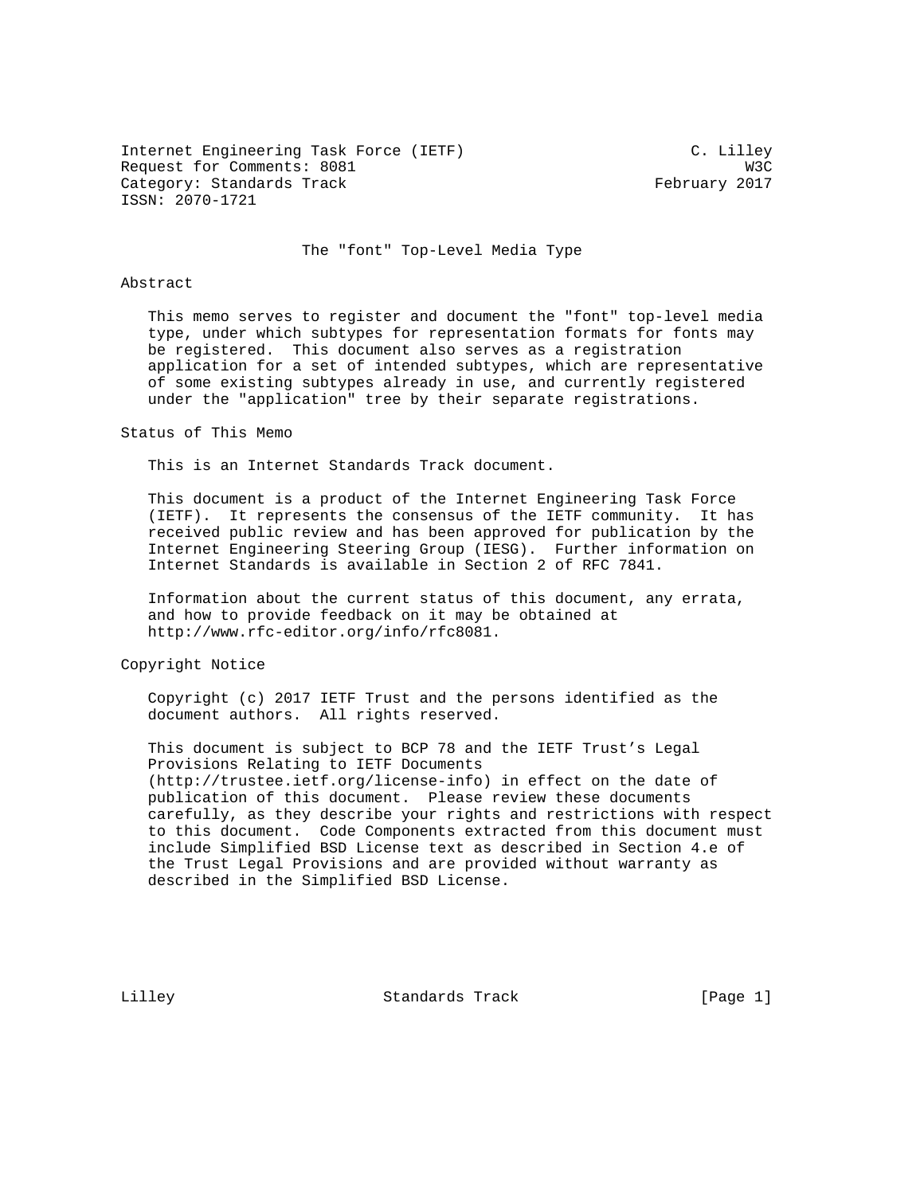Internet Engineering Task Force (IETF) C. Lilley
Request for Comments: 8081 W3C
Category: Standards Track February 2017
ISSN: 2070-1721

# The "font" Top-Level Media Type

## Abstract

This memo serves to register and document the "font" top-level media type, under which subtypes for representation formats for fonts may be registered. This document also serves as a registration application for a set of intended subtypes, which are representative of some existing subtypes already in use, and currently registered under the "application" tree by their separate registrations.

## Status of This Memo

This is an Internet Standards Track document.

This document is a product of the Internet Engineering Task Force (IETF). It represents the consensus of the IETF community. It has received public review and has been approved for publication by the Internet Engineering Steering Group (IESG). Further information on Internet Standards is available in Section 2 of RFC 7841.

Information about the current status of this document, any errata, and how to provide feedback on it may be obtained at http://www.rfc-editor.org/info/rfc8081.

## Copyright Notice

Copyright (c) 2017 IETF Trust and the persons identified as the document authors. All rights reserved.

This document is subject to BCP 78 and the IETF Trust's Legal Provisions Relating to IETF Documents (http://trustee.ietf.org/license-info) in effect on the date of publication of this document. Please review these documents carefully, as they describe your rights and restrictions with respect to this document. Code Components extracted from this document must include Simplified BSD License text as described in Section 4.e of the Trust Legal Provisions and are provided without warranty as described in the Simplified BSD License.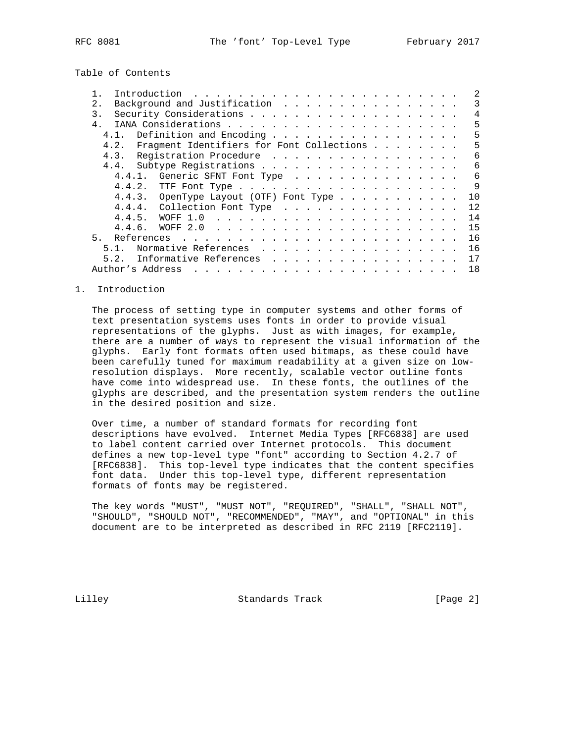## Table of Contents

- 1. Introduction . . . . . . . . . . . . . . . . . . . . . . . . . 2
- 2. Background and Justification . . . . . . . . . . . . . . . . . 3
- 3. Security Considerations . . . . . . . . . . . . . . . . . . . . 4
- 4. IANA Considerations . . . . . . . . . . . . . . . . . . . . . . 5
  - 4.1. Definition and Encoding . . . . . . . . . . . . . . . . . . 5
  - 4.2. Fragment Identifiers for Font Collections . . . . . . . . . 5
  - 4.3. Registration Procedure . . . . . . . . . . . . . . . . . . 6
  - 4.4. Subtype Registrations . . . . . . . . . . . . . . . . . . . 6
    - 4.4.1. Generic SFNT Font Type . . . . . . . . . . . . . . . . 6
    - 4.4.2. TTF Font Type . . . . . . . . . . . . . . . . . . . . . 9
    - 4.4.3. OpenType Layout (OTF) Font Type . . . . . . . . . . . . 10
    - 4.4.4. Collection Font Type . . . . . . . . . . . . . . . . . 12
    - 4.4.5. WOFF 1.0 . . . . . . . . . . . . . . . . . . . . . . . 14
    - 4.4.6. WOFF 2.0 . . . . . . . . . . . . . . . . . . . . . . . 15
- 5. References . . . . . . . . . . . . . . . . . . . . . . . . . . 16
  - 5.1. Normative References . . . . . . . . . . . . . . . . . . . 16
  - 5.2. Informative References . . . . . . . . . . . . . . . . . . 17
- Author's Address . . . . . . . . . . . . . . . . . . . . . . . . . 18

## 1. Introduction

The process of setting type in computer systems and other forms of text presentation systems uses fonts in order to provide visual representations of the glyphs. Just as with images, for example, there are a number of ways to represent the visual information of the glyphs. Early font formats often used bitmaps, as these could have been carefully tuned for maximum readability at a given size on low-resolution displays. More recently, scalable vector outline fonts have come into widespread use. In these fonts, the outlines of the glyphs are described, and the presentation system renders the outline in the desired position and size.

Over time, a number of standard formats for recording font descriptions have evolved. Internet Media Types [RFC6838] are used to label content carried over Internet protocols. This document defines a new top-level type "font" according to Section 4.2.7 of [RFC6838]. This top-level type indicates that the content specifies font data. Under this top-level type, different representation formats of fonts may be registered.

The key words "MUST", "MUST NOT", "REQUIRED", "SHALL", "SHALL NOT", "SHOULD", "SHOULD NOT", "RECOMMENDED", "MAY", and "OPTIONAL" in this document are to be interpreted as described in RFC 2119 [RFC2119].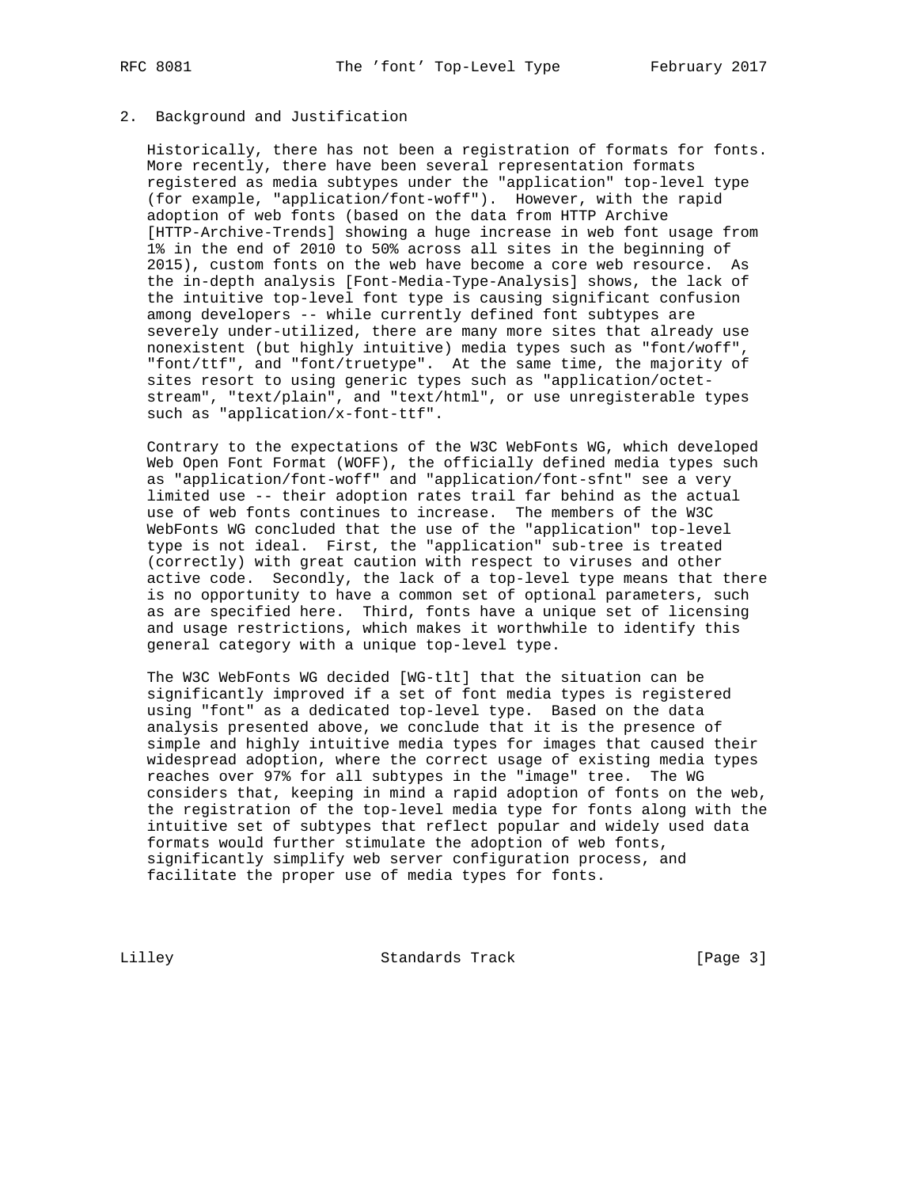## 2. Background and Justification

Historically, there has not been a registration of formats for fonts. More recently, there have been several representation formats registered as media subtypes under the "application" top-level type (for example, "application/font-woff"). However, with the rapid adoption of web fonts (based on the data from HTTP Archive [HTTP-Archive-Trends] showing a huge increase in web font usage from 1% in the end of 2010 to 50% across all sites in the beginning of 2015), custom fonts on the web have become a core web resource. As the in-depth analysis [Font-Media-Type-Analysis] shows, the lack of the intuitive top-level font type is causing significant confusion among developers -- while currently defined font subtypes are severely under-utilized, there are many more sites that already use nonexistent (but highly intuitive) media types such as "font/woff", "font/ttf", and "font/truetype". At the same time, the majority of sites resort to using generic types such as "application/octet-stream", "text/plain", and "text/html", or use unregisterable types such as "application/x-font-ttf".

Contrary to the expectations of the W3C WebFonts WG, which developed Web Open Font Format (WOFF), the officially defined media types such as "application/font-woff" and "application/font-sfnt" see a very limited use -- their adoption rates trail far behind as the actual use of web fonts continues to increase. The members of the W3C WebFonts WG concluded that the use of the "application" top-level type is not ideal. First, the "application" sub-tree is treated (correctly) with great caution with respect to viruses and other active code. Secondly, the lack of a top-level type means that there is no opportunity to have a common set of optional parameters, such as are specified here. Third, fonts have a unique set of licensing and usage restrictions, which makes it worthwhile to identify this general category with a unique top-level type.

The W3C WebFonts WG decided [WG-tlt] that the situation can be significantly improved if a set of font media types is registered using "font" as a dedicated top-level type. Based on the data analysis presented above, we conclude that it is the presence of simple and highly intuitive media types for images that caused their widespread adoption, where the correct usage of existing media types reaches over 97% for all subtypes in the "image" tree. The WG considers that, keeping in mind a rapid adoption of fonts on the web, the registration of the top-level media type for fonts along with the intuitive set of subtypes that reflect popular and widely used data formats would further stimulate the adoption of web fonts, significantly simplify web server configuration process, and facilitate the proper use of media types for fonts.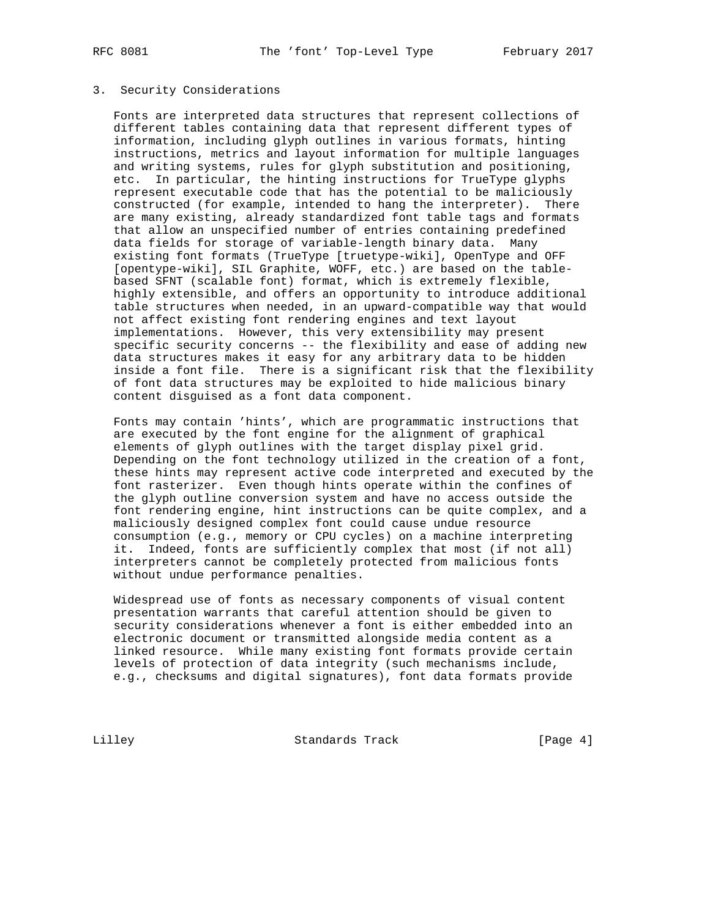## 3. Security Considerations

Fonts are interpreted data structures that represent collections of different tables containing data that represent different types of information, including glyph outlines in various formats, hinting instructions, metrics and layout information for multiple languages and writing systems, rules for glyph substitution and positioning, etc. In particular, the hinting instructions for TrueType glyphs represent executable code that has the potential to be maliciously constructed (for example, intended to hang the interpreter). There are many existing, already standardized font table tags and formats that allow an unspecified number of entries containing predefined data fields for storage of variable-length binary data. Many existing font formats (TrueType [truetype-wiki], OpenType and OFF [opentype-wiki], SIL Graphite, WOFF, etc.) are based on the table-based SFNT (scalable font) format, which is extremely flexible, highly extensible, and offers an opportunity to introduce additional table structures when needed, in an upward-compatible way that would not affect existing font rendering engines and text layout implementations. However, this very extensibility may present specific security concerns -- the flexibility and ease of adding new data structures makes it easy for any arbitrary data to be hidden inside a font file. There is a significant risk that the flexibility of font data structures may be exploited to hide malicious binary content disguised as a font data component.

Fonts may contain 'hints', which are programmatic instructions that are executed by the font engine for the alignment of graphical elements of glyph outlines with the target display pixel grid. Depending on the font technology utilized in the creation of a font, these hints may represent active code interpreted and executed by the font rasterizer. Even though hints operate within the confines of the glyph outline conversion system and have no access outside the font rendering engine, hint instructions can be quite complex, and a maliciously designed complex font could cause undue resource consumption (e.g., memory or CPU cycles) on a machine interpreting it. Indeed, fonts are sufficiently complex that most (if not all) interpreters cannot be completely protected from malicious fonts without undue performance penalties.

Widespread use of fonts as necessary components of visual content presentation warrants that careful attention should be given to security considerations whenever a font is either embedded into an electronic document or transmitted alongside media content as a linked resource. While many existing font formats provide certain levels of protection of data integrity (such mechanisms include, e.g., checksums and digital signatures), font data formats provide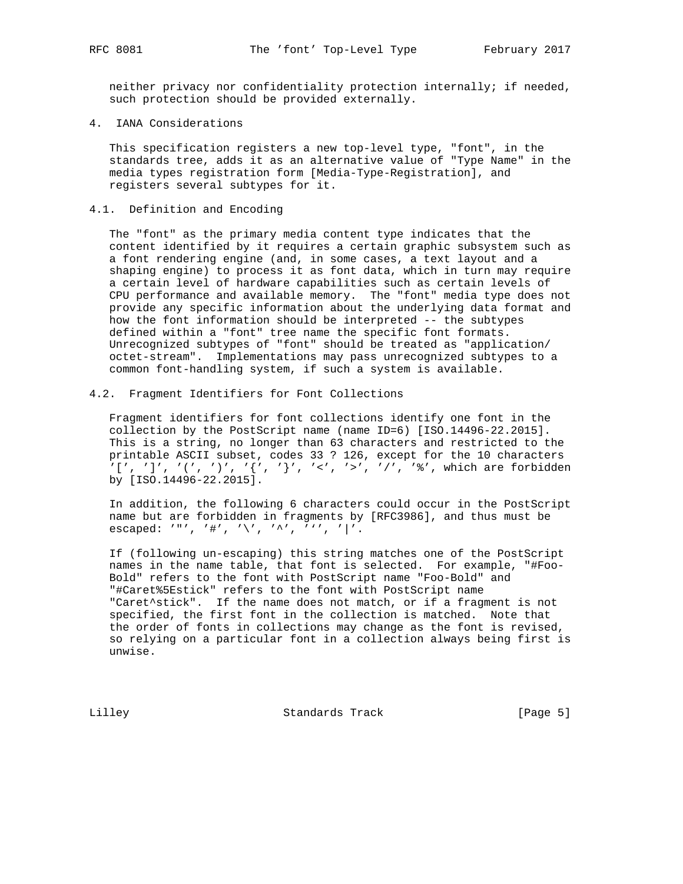neither privacy nor confidentiality protection internally; if needed, such protection should be provided externally.

## 4. IANA Considerations

This specification registers a new top-level type, "font", in the standards tree, adds it as an alternative value of "Type Name" in the media types registration form [Media-Type-Registration], and registers several subtypes for it.

### 4.1. Definition and Encoding

The "font" as the primary media content type indicates that the content identified by it requires a certain graphic subsystem such as a font rendering engine (and, in some cases, a text layout and a shaping engine) to process it as font data, which in turn may require a certain level of hardware capabilities such as certain levels of CPU performance and available memory. The "font" media type does not provide any specific information about the underlying data format and how the font information should be interpreted -- the subtypes defined within a "font" tree name the specific font formats. Unrecognized subtypes of "font" should be treated as "application/octet-stream". Implementations may pass unrecognized subtypes to a common font-handling system, if such a system is available.

### 4.2. Fragment Identifiers for Font Collections

Fragment identifiers for font collections identify one font in the collection by the PostScript name (name ID=6) [ISO.14496-22.2015]. This is a string, no longer than 63 characters and restricted to the printable ASCII subset, codes 33 ? 126, except for the 10 characters '[', ']', '(', ')', '{', '}', '<', '>', '/', '%', which are forbidden by [ISO.14496-22.2015].

In addition, the following 6 characters could occur in the PostScript name but are forbidden in fragments by [RFC3986], and thus must be escaped: '"', '#', '\', '^', '`', '|'.

If (following un-escaping) this string matches one of the PostScript names in the name table, that font is selected. For example, "#Foo-Bold" refers to the font with PostScript name "Foo-Bold" and "#Caret%5Estick" refers to the font with PostScript name "Caret^stick". If the name does not match, or if a fragment is not specified, the first font in the collection is matched. Note that the order of fonts in collections may change as the font is revised, so relying on a particular font in a collection always being first is unwise.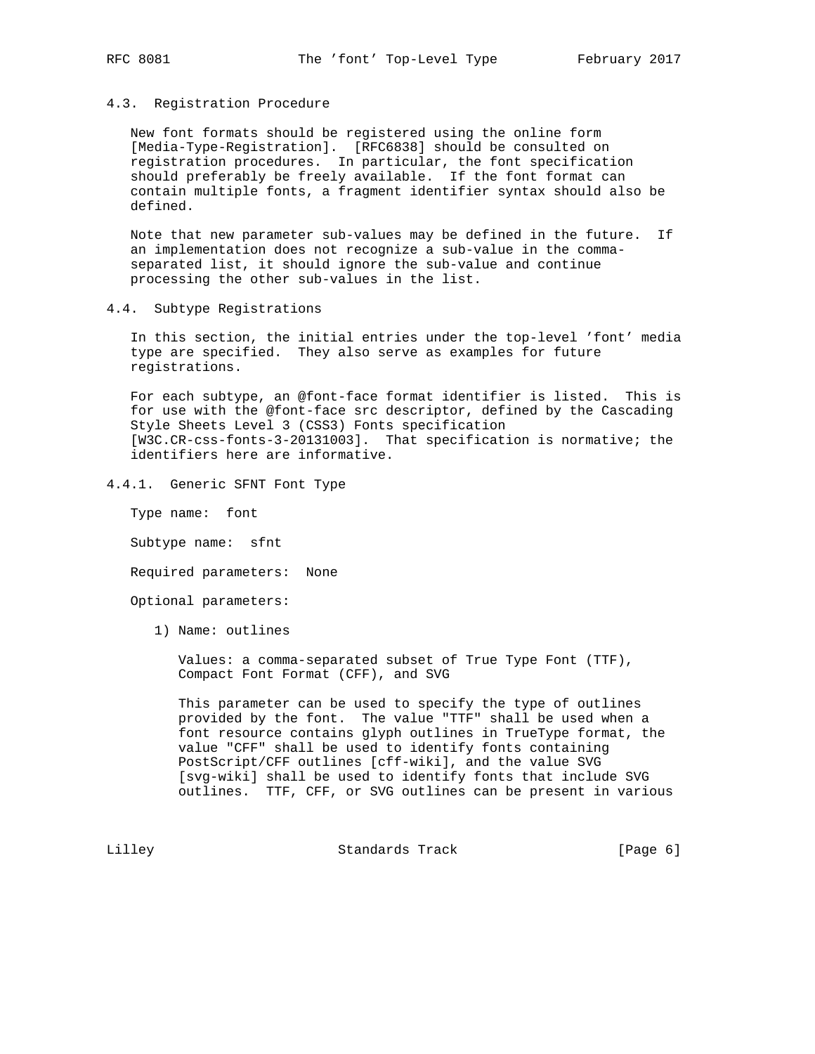### 4.3. Registration Procedure

New font formats should be registered using the online form [Media-Type-Registration]. [RFC6838] should be consulted on registration procedures. In particular, the font specification should preferably be freely available. If the font format can contain multiple fonts, a fragment identifier syntax should also be defined.

Note that new parameter sub-values may be defined in the future. If an implementation does not recognize a sub-value in the comma-separated list, it should ignore the sub-value and continue processing the other sub-values in the list.

### 4.4. Subtype Registrations

In this section, the initial entries under the top-level 'font' media type are specified. They also serve as examples for future registrations.

For each subtype, an @font-face format identifier is listed. This is for use with the @font-face src descriptor, defined by the Cascading Style Sheets Level 3 (CSS3) Fonts specification [W3C.CR-css-fonts-3-20131003]. That specification is normative; the identifiers here are informative.

#### 4.4.1. Generic SFNT Font Type

Type name: font

Subtype name: sfnt

Required parameters: None

Optional parameters:

1) Name: outlines

   Values: a comma-separated subset of True Type Font (TTF), Compact Font Format (CFF), and SVG

   This parameter can be used to specify the type of outlines provided by the font. The value "TTF" shall be used when a font resource contains glyph outlines in TrueType format, the value "CFF" shall be used to identify fonts containing PostScript/CFF outlines [cff-wiki], and the value SVG [svg-wiki] shall be used to identify fonts that include SVG outlines. TTF, CFF, or SVG outlines can be present in various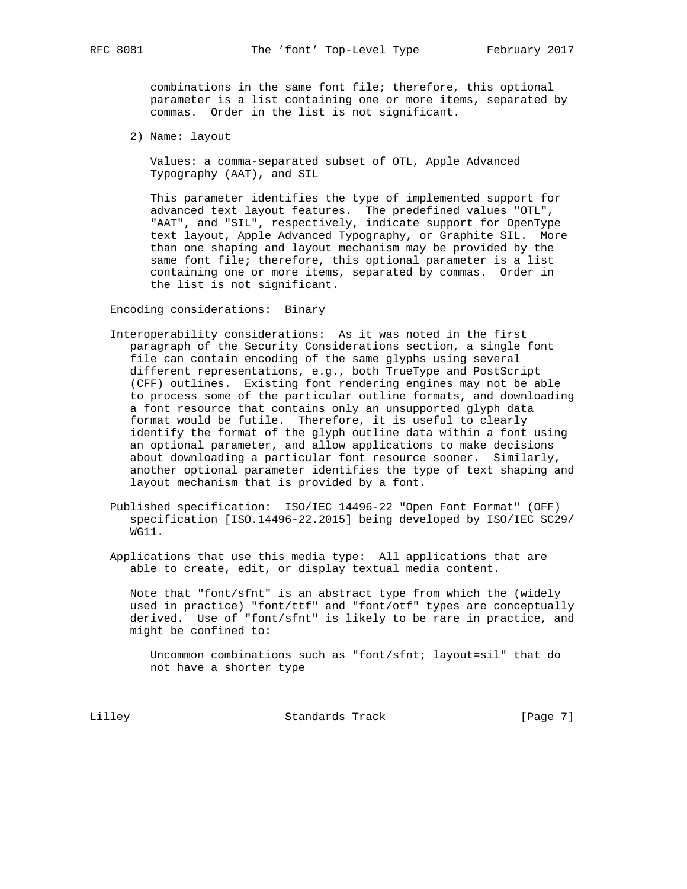combinations in the same font file; therefore, this optional parameter is a list containing one or more items, separated by commas. Order in the list is not significant.

2) Name: layout

   Values: a comma-separated subset of OTL, Apple Advanced Typography (AAT), and SIL

   This parameter identifies the type of implemented support for advanced text layout features. The predefined values "OTL", "AAT", and "SIL", respectively, indicate support for OpenType text layout, Apple Advanced Typography, or Graphite SIL. More than one shaping and layout mechanism may be provided by the same font file; therefore, this optional parameter is a list containing one or more items, separated by commas. Order in the list is not significant.

Encoding considerations: Binary

Interoperability considerations: As it was noted in the first paragraph of the Security Considerations section, a single font file can contain encoding of the same glyphs using several different representations, e.g., both TrueType and PostScript (CFF) outlines. Existing font rendering engines may not be able to process some of the particular outline formats, and downloading a font resource that contains only an unsupported glyph data format would be futile. Therefore, it is useful to clearly identify the format of the glyph outline data within a font using an optional parameter, and allow applications to make decisions about downloading a particular font resource sooner. Similarly, another optional parameter identifies the type of text shaping and layout mechanism that is provided by a font.

Published specification: ISO/IEC 14496-22 "Open Font Format" (OFF) specification [ISO.14496-22.2015] being developed by ISO/IEC SC29/WG11.

Applications that use this media type: All applications that are able to create, edit, or display textual media content.

Note that "font/sfnt" is an abstract type from which the (widely used in practice) "font/ttf" and "font/otf" types are conceptually derived. Use of "font/sfnt" is likely to be rare in practice, and might be confined to:

   Uncommon combinations such as "font/sfnt; layout=sil" that do not have a shorter type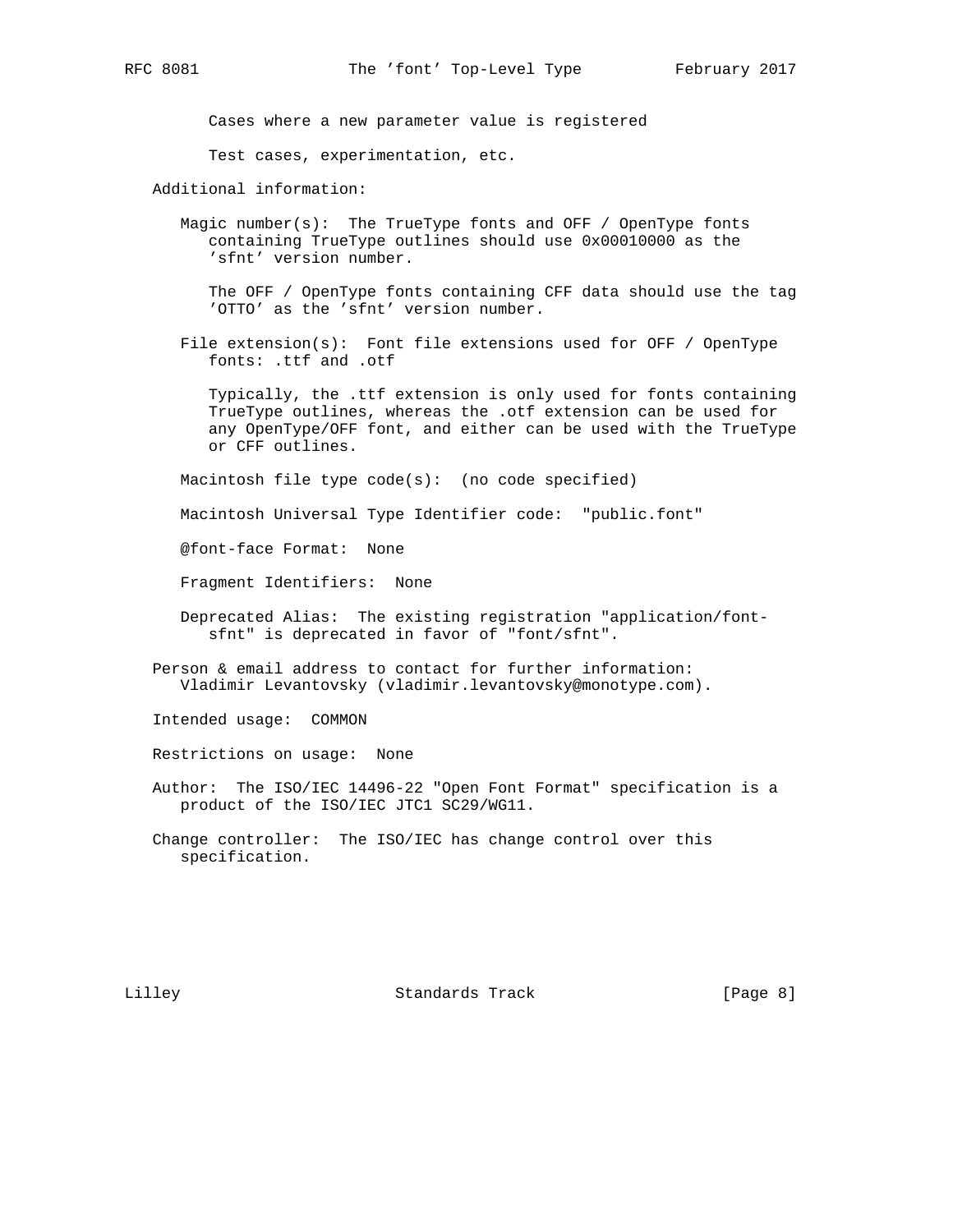Cases where a new parameter value is registered

Test cases, experimentation, etc.

Additional information:

Magic number(s): The TrueType fonts and OFF / OpenType fonts containing TrueType outlines should use 0x00010000 as the 'sfnt' version number.

The OFF / OpenType fonts containing CFF data should use the tag 'OTTO' as the 'sfnt' version number.

File extension(s): Font file extensions used for OFF / OpenType fonts: .ttf and .otf

Typically, the .ttf extension is only used for fonts containing TrueType outlines, whereas the .otf extension can be used for any OpenType/OFF font, and either can be used with the TrueType or CFF outlines.

Macintosh file type code(s): (no code specified)

Macintosh Universal Type Identifier code: "public.font"

@font-face Format: None

Fragment Identifiers: None

Deprecated Alias: The existing registration "application/font-sfnt" is deprecated in favor of "font/sfnt".

Person & email address to contact for further information: Vladimir Levantovsky (vladimir.levantovsky@monotype.com).

Intended usage: COMMON

Restrictions on usage: None

Author: The ISO/IEC 14496-22 "Open Font Format" specification is a product of the ISO/IEC JTC1 SC29/WG11.

Change controller: The ISO/IEC has change control over this specification.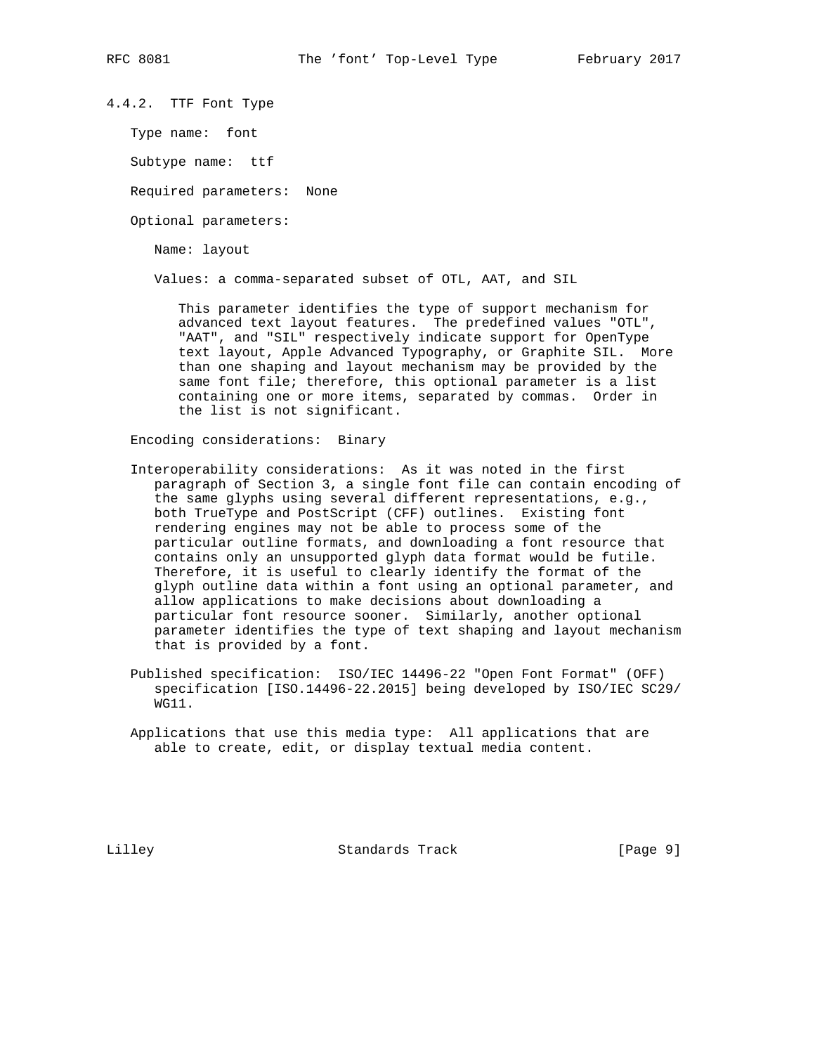### 4.4.2. TTF Font Type

Type name: font

Subtype name: ttf

Required parameters: None

Optional parameters:

Name: layout

Values: a comma-separated subset of OTL, AAT, and SIL

This parameter identifies the type of support mechanism for advanced text layout features. The predefined values "OTL", "AAT", and "SIL" respectively indicate support for OpenType text layout, Apple Advanced Typography, or Graphite SIL. More than one shaping and layout mechanism may be provided by the same font file; therefore, this optional parameter is a list containing one or more items, separated by commas. Order in the list is not significant.

Encoding considerations: Binary

Interoperability considerations: As it was noted in the first paragraph of Section 3, a single font file can contain encoding of the same glyphs using several different representations, e.g., both TrueType and PostScript (CFF) outlines. Existing font rendering engines may not be able to process some of the particular outline formats, and downloading a font resource that contains only an unsupported glyph data format would be futile. Therefore, it is useful to clearly identify the format of the glyph outline data within a font using an optional parameter, and allow applications to make decisions about downloading a particular font resource sooner. Similarly, another optional parameter identifies the type of text shaping and layout mechanism that is provided by a font.

Published specification: ISO/IEC 14496-22 "Open Font Format" (OFF) specification [ISO.14496-22.2015] being developed by ISO/IEC SC29/WG11.

Applications that use this media type: All applications that are able to create, edit, or display textual media content.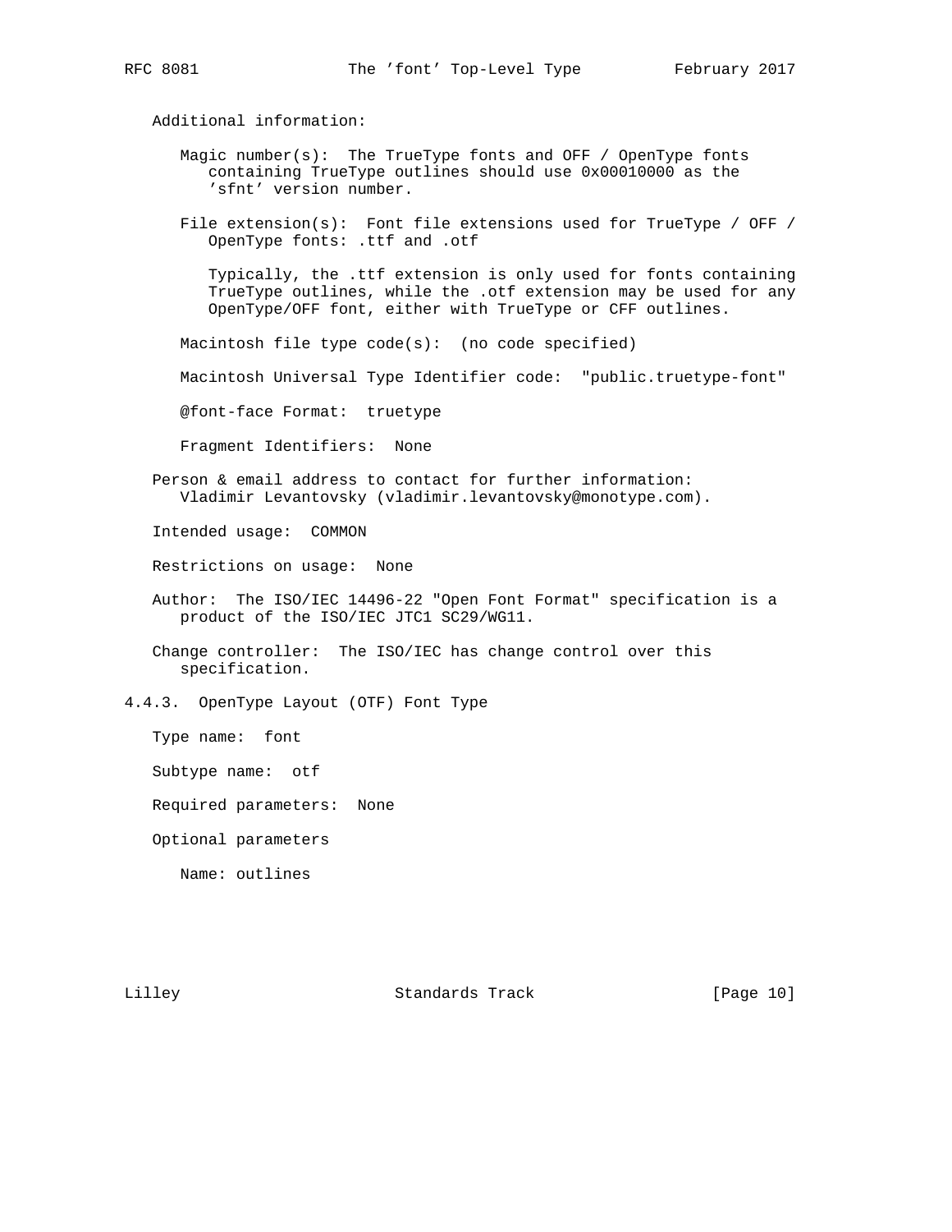Additional information:

Magic number(s): The TrueType fonts and OFF / OpenType fonts containing TrueType outlines should use 0x00010000 as the 'sfnt' version number.

File extension(s): Font file extensions used for TrueType / OFF / OpenType fonts: .ttf and .otf

Typically, the .ttf extension is only used for fonts containing TrueType outlines, while the .otf extension may be used for any OpenType/OFF font, either with TrueType or CFF outlines.

Macintosh file type code(s): (no code specified)

Macintosh Universal Type Identifier code: "public.truetype-font"

@font-face Format: truetype

Fragment Identifiers: None

Person & email address to contact for further information: Vladimir Levantovsky (vladimir.levantovsky@monotype.com).

Intended usage: COMMON

Restrictions on usage: None

Author: The ISO/IEC 14496-22 "Open Font Format" specification is a product of the ISO/IEC JTC1 SC29/WG11.

Change controller: The ISO/IEC has change control over this specification.

### 4.4.3. OpenType Layout (OTF) Font Type

Type name: font

Subtype name: otf

Required parameters: None

Optional parameters

Name: outlines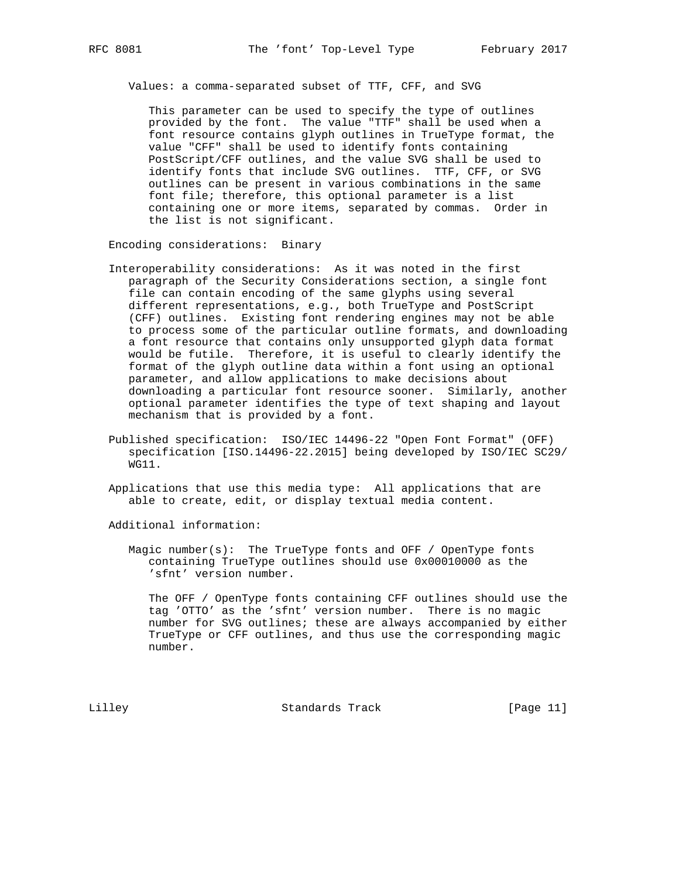Values: a comma-separated subset of TTF, CFF, and SVG

This parameter can be used to specify the type of outlines provided by the font. The value "TTF" shall be used when a font resource contains glyph outlines in TrueType format, the value "CFF" shall be used to identify fonts containing PostScript/CFF outlines, and the value SVG shall be used to identify fonts that include SVG outlines. TTF, CFF, or SVG outlines can be present in various combinations in the same font file; therefore, this optional parameter is a list containing one or more items, separated by commas. Order in the list is not significant.

Encoding considerations: Binary

Interoperability considerations: As it was noted in the first paragraph of the Security Considerations section, a single font file can contain encoding of the same glyphs using several different representations, e.g., both TrueType and PostScript (CFF) outlines. Existing font rendering engines may not be able to process some of the particular outline formats, and downloading a font resource that contains only unsupported glyph data format would be futile. Therefore, it is useful to clearly identify the format of the glyph outline data within a font using an optional parameter, and allow applications to make decisions about downloading a particular font resource sooner. Similarly, another optional parameter identifies the type of text shaping and layout mechanism that is provided by a font.

Published specification: ISO/IEC 14496-22 "Open Font Format" (OFF) specification [ISO.14496-22.2015] being developed by ISO/IEC SC29/WG11.

Applications that use this media type: All applications that are able to create, edit, or display textual media content.

Additional information:

Magic number(s): The TrueType fonts and OFF / OpenType fonts containing TrueType outlines should use 0x00010000 as the 'sfnt' version number.

The OFF / OpenType fonts containing CFF outlines should use the tag 'OTTO' as the 'sfnt' version number. There is no magic number for SVG outlines; these are always accompanied by either TrueType or CFF outlines, and thus use the corresponding magic number.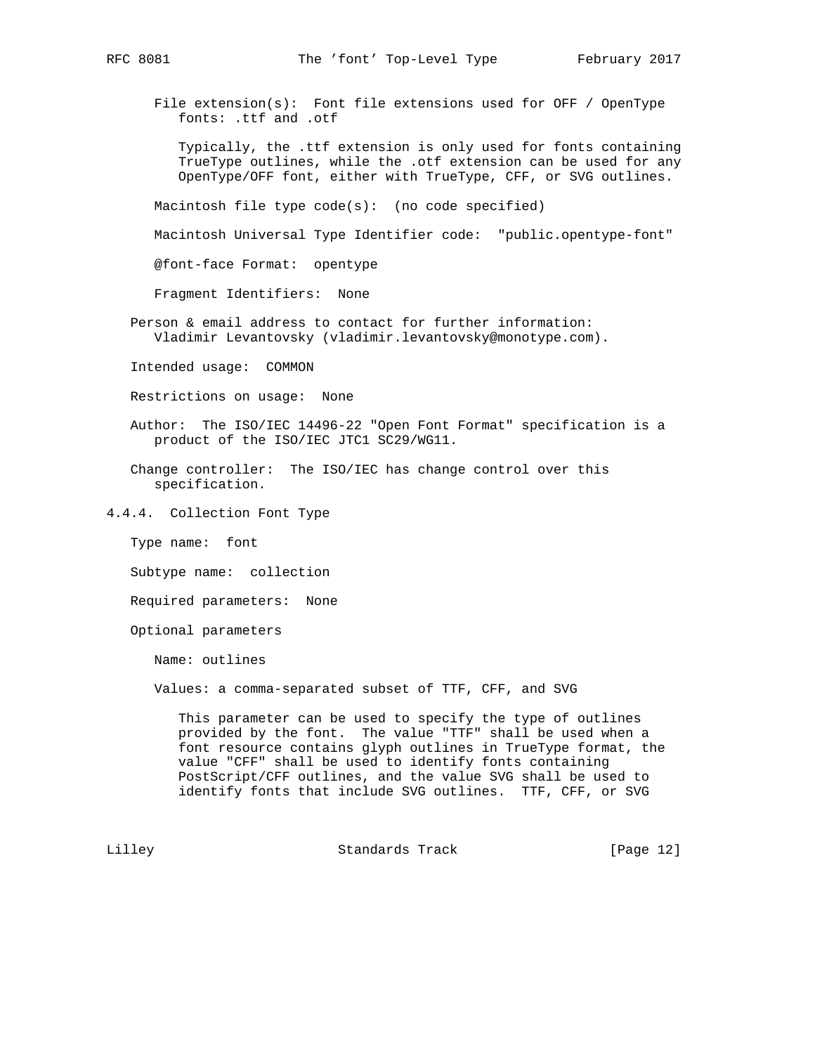File extension(s): Font file extensions used for OFF / OpenType fonts: .ttf and .otf

Typically, the .ttf extension is only used for fonts containing TrueType outlines, while the .otf extension can be used for any OpenType/OFF font, either with TrueType, CFF, or SVG outlines.

Macintosh file type code(s): (no code specified)

Macintosh Universal Type Identifier code: "public.opentype-font"

@font-face Format: opentype

Fragment Identifiers: None

Person & email address to contact for further information: Vladimir Levantovsky (vladimir.levantovsky@monotype.com).

Intended usage: COMMON

Restrictions on usage: None

Author: The ISO/IEC 14496-22 "Open Font Format" specification is a product of the ISO/IEC JTC1 SC29/WG11.

Change controller: The ISO/IEC has change control over this specification.

#### 4.4.4. Collection Font Type

Type name: font

Subtype name: collection

Required parameters: None

Optional parameters

Name: outlines

Values: a comma-separated subset of TTF, CFF, and SVG

This parameter can be used to specify the type of outlines provided by the font. The value "TTF" shall be used when a font resource contains glyph outlines in TrueType format, the value "CFF" shall be used to identify fonts containing PostScript/CFF outlines, and the value SVG shall be used to identify fonts that include SVG outlines. TTF, CFF, or SVG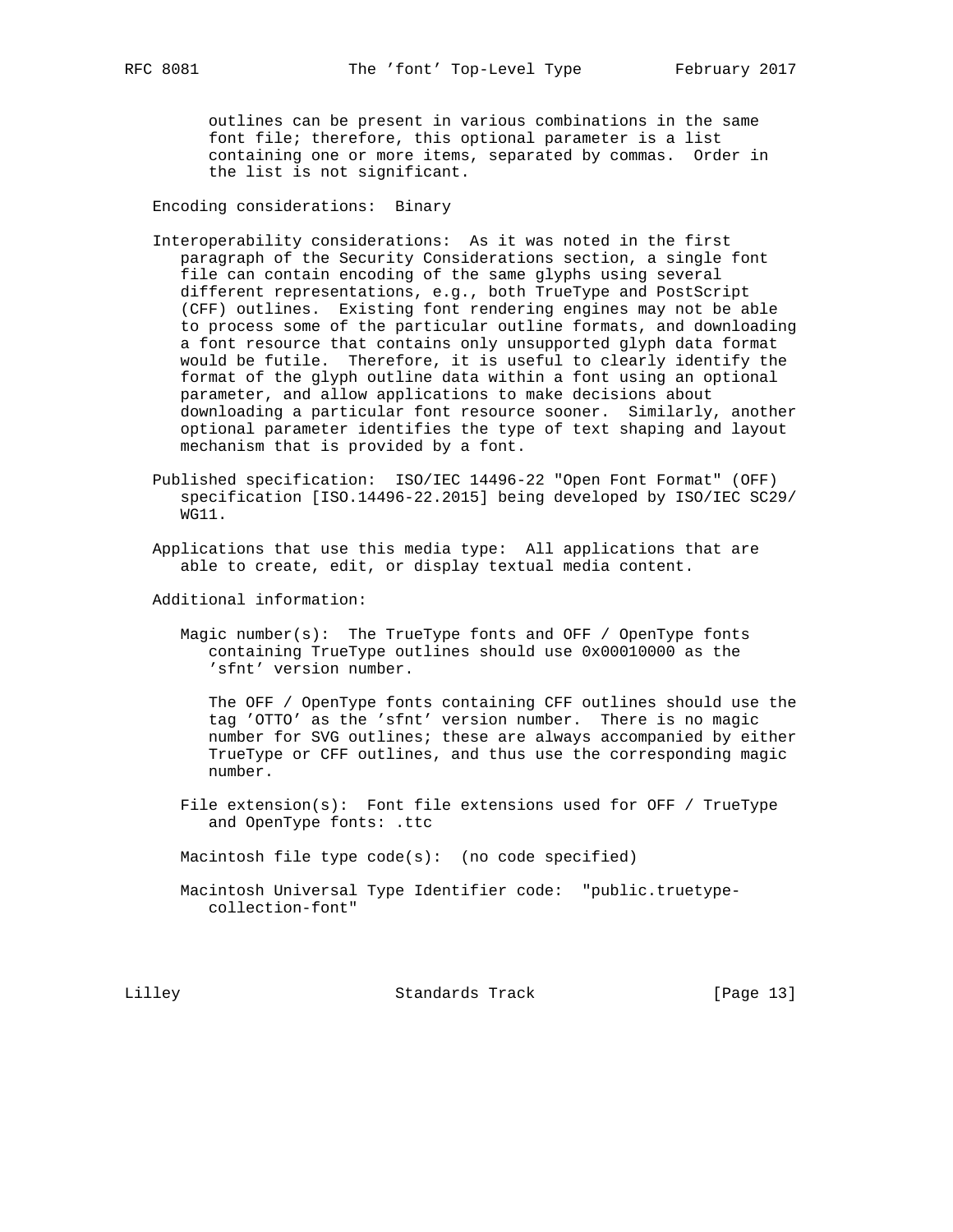outlines can be present in various combinations in the same font file; therefore, this optional parameter is a list containing one or more items, separated by commas. Order in the list is not significant.

Encoding considerations: Binary

Interoperability considerations: As it was noted in the first paragraph of the Security Considerations section, a single font file can contain encoding of the same glyphs using several different representations, e.g., both TrueType and PostScript (CFF) outlines. Existing font rendering engines may not be able to process some of the particular outline formats, and downloading a font resource that contains only unsupported glyph data format would be futile. Therefore, it is useful to clearly identify the format of the glyph outline data within a font using an optional parameter, and allow applications to make decisions about downloading a particular font resource sooner. Similarly, another optional parameter identifies the type of text shaping and layout mechanism that is provided by a font.

Published specification: ISO/IEC 14496-22 "Open Font Format" (OFF) specification [ISO.14496-22.2015] being developed by ISO/IEC SC29/WG11.

Applications that use this media type: All applications that are able to create, edit, or display textual media content.

Additional information:

Magic number(s): The TrueType fonts and OFF / OpenType fonts containing TrueType outlines should use 0x00010000 as the 'sfnt' version number.

The OFF / OpenType fonts containing CFF outlines should use the tag 'OTTO' as the 'sfnt' version number. There is no magic number for SVG outlines; these are always accompanied by either TrueType or CFF outlines, and thus use the corresponding magic number.

File extension(s): Font file extensions used for OFF / TrueType and OpenType fonts: .ttc

Macintosh file type code(s): (no code specified)

Macintosh Universal Type Identifier code: "public.truetype-collection-font"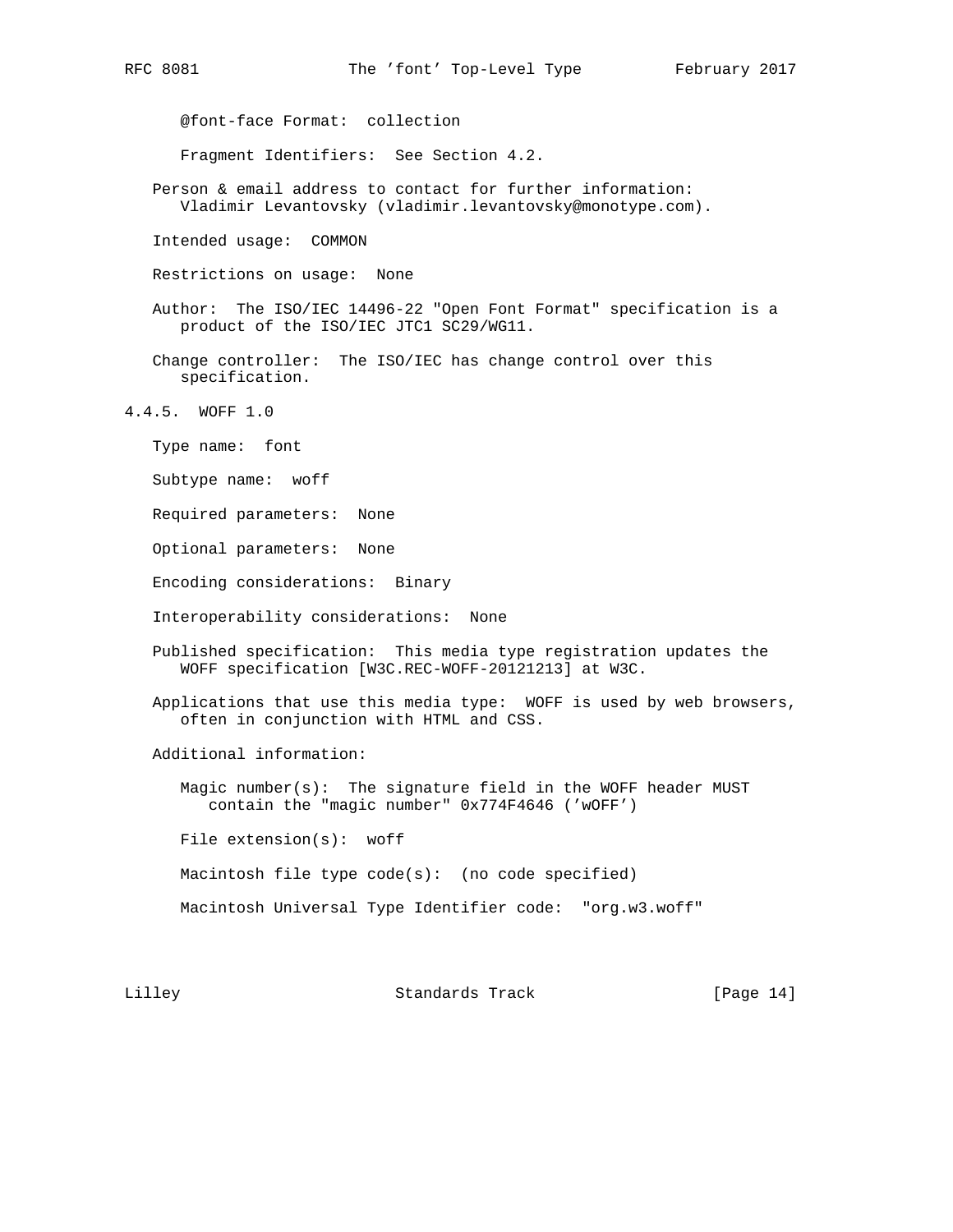@font-face Format: collection

Fragment Identifiers: See Section 4.2.

Person & email address to contact for further information:
Vladimir Levantovsky (vladimir.levantovsky@monotype.com).

Intended usage: COMMON

Restrictions on usage: None

Author: The ISO/IEC 14496-22 "Open Font Format" specification is a product of the ISO/IEC JTC1 SC29/WG11.

Change controller: The ISO/IEC has change control over this specification.

### 4.4.5. WOFF 1.0

Type name: font

Subtype name: woff

Required parameters: None

Optional parameters: None

Encoding considerations: Binary

Interoperability considerations: None

Published specification: This media type registration updates the WOFF specification [W3C.REC-WOFF-20121213] at W3C.

Applications that use this media type: WOFF is used by web browsers, often in conjunction with HTML and CSS.

Additional information:

Magic number(s): The signature field in the WOFF header MUST contain the "magic number" 0x774F4646 ('wOFF')

File extension(s): woff

Macintosh file type code(s): (no code specified)

Macintosh Universal Type Identifier code: "org.w3.woff"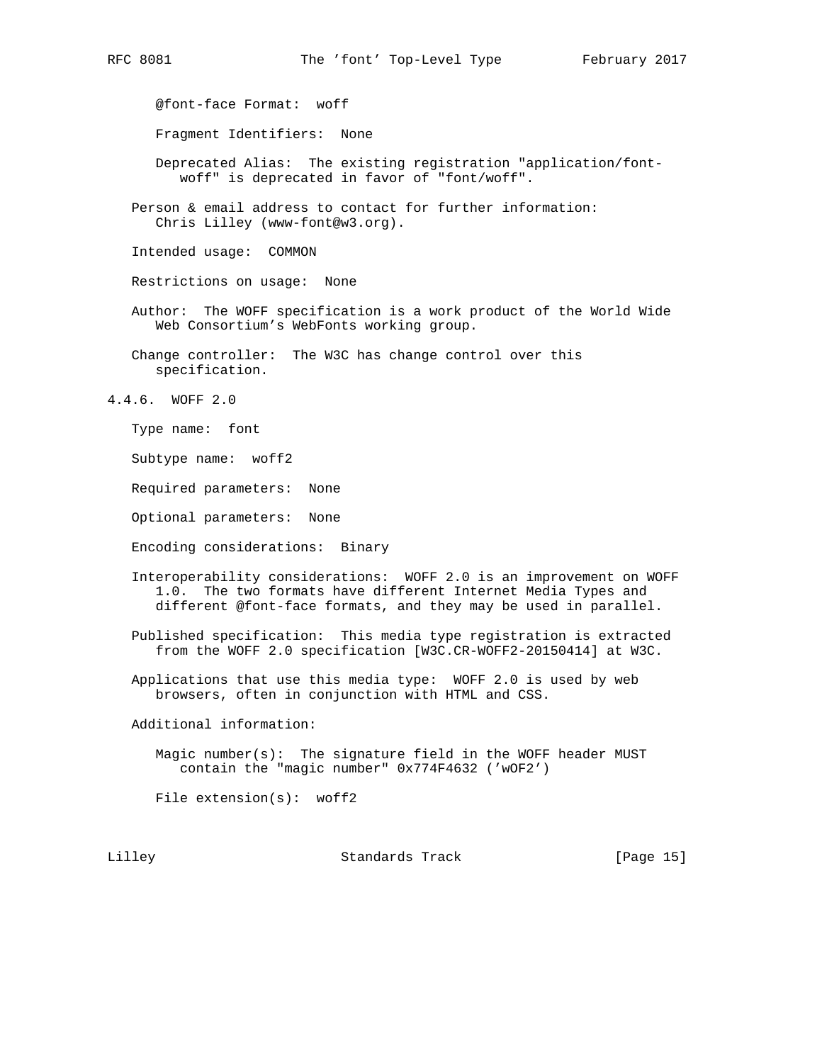@font-face Format: woff

Fragment Identifiers: None

Deprecated Alias: The existing registration "application/font-woff" is deprecated in favor of "font/woff".

Person & email address to contact for further information: Chris Lilley (www-font@w3.org).

Intended usage: COMMON

Restrictions on usage: None

Author: The WOFF specification is a work product of the World Wide Web Consortium's WebFonts working group.

Change controller: The W3C has change control over this specification.

#### 4.4.6. WOFF 2.0

Type name: font

Subtype name: woff2

Required parameters: None

Optional parameters: None

Encoding considerations: Binary

Interoperability considerations: WOFF 2.0 is an improvement on WOFF 1.0. The two formats have different Internet Media Types and different @font-face formats, and they may be used in parallel.

Published specification: This media type registration is extracted from the WOFF 2.0 specification [W3C.CR-WOFF2-20150414] at W3C.

Applications that use this media type: WOFF 2.0 is used by web browsers, often in conjunction with HTML and CSS.

Additional information:

Magic number(s): The signature field in the WOFF header MUST contain the "magic number" 0x774F4632 ('wOF2')

File extension(s): woff2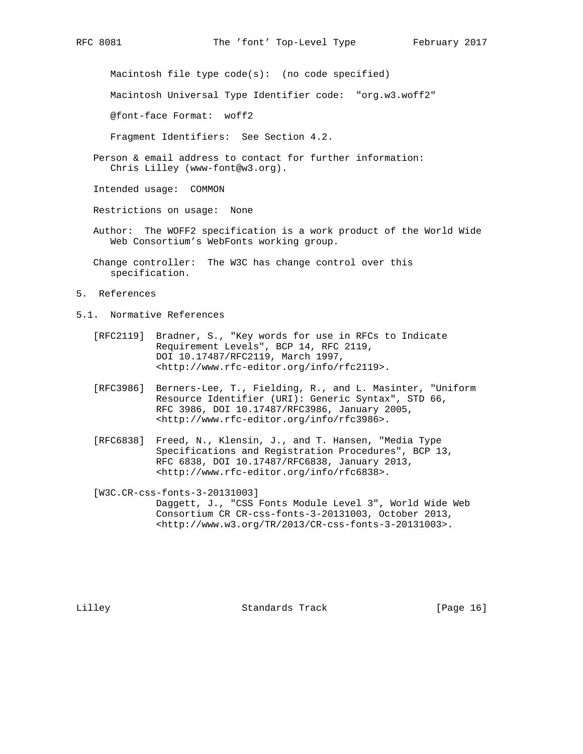Macintosh file type code(s): (no code specified)

Macintosh Universal Type Identifier code: "org.w3.woff2"

@font-face Format: woff2

Fragment Identifiers: See Section 4.2.

Person & email address to contact for further information:
Chris Lilley (www-font@w3.org).

Intended usage: COMMON

Restrictions on usage: None

Author: The WOFF2 specification is a work product of the World Wide Web Consortium's WebFonts working group.

Change controller: The W3C has change control over this specification.

# 5. References

## 5.1. Normative References

[RFC2119] Bradner, S., "Key words for use in RFCs to Indicate Requirement Levels", BCP 14, RFC 2119, DOI 10.17487/RFC2119, March 1997, <http://www.rfc-editor.org/info/rfc2119>.

[RFC3986] Berners-Lee, T., Fielding, R., and L. Masinter, "Uniform Resource Identifier (URI): Generic Syntax", STD 66, RFC 3986, DOI 10.17487/RFC3986, January 2005, <http://www.rfc-editor.org/info/rfc3986>.

[RFC6838] Freed, N., Klensin, J., and T. Hansen, "Media Type Specifications and Registration Procedures", BCP 13, RFC 6838, DOI 10.17487/RFC6838, January 2013, <http://www.rfc-editor.org/info/rfc6838>.

[W3C.CR-css-fonts-3-20131003] Daggett, J., "CSS Fonts Module Level 3", World Wide Web Consortium CR CR-css-fonts-3-20131003, October 2013, <http://www.w3.org/TR/2013/CR-css-fonts-3-20131003>.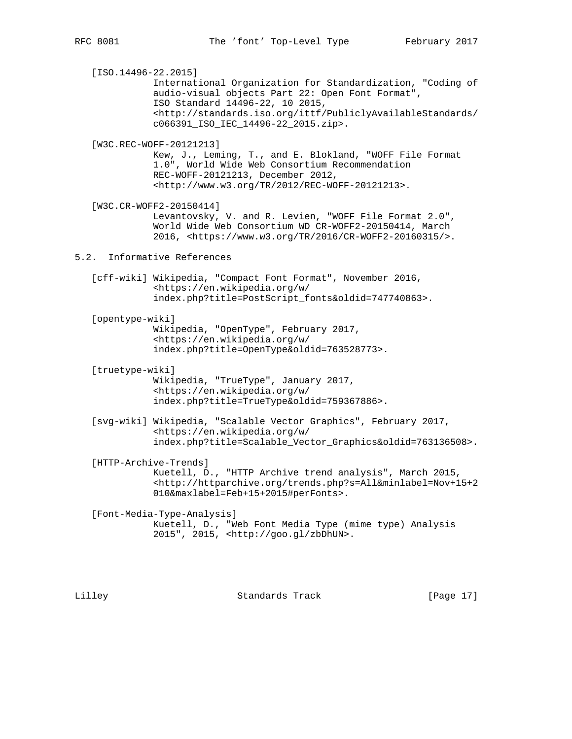[ISO.14496-22.2015]
International Organization for Standardization, "Coding of audio-visual objects Part 22: Open Font Format", ISO Standard 14496-22, 10 2015, <http://standards.iso.org/ittf/PubliclyAvailableStandards/c066391_ISO_IEC_14496-22_2015.zip>.

[W3C.REC-WOFF-20121213]
Kew, J., Leming, T., and E. Blokland, "WOFF File Format 1.0", World Wide Web Consortium Recommendation REC-WOFF-20121213, December 2012, <http://www.w3.org/TR/2012/REC-WOFF-20121213>.

[W3C.CR-WOFF2-20150414]
Levantovsky, V. and R. Levien, "WOFF File Format 2.0", World Wide Web Consortium WD CR-WOFF2-20150414, March 2016, <https://www.w3.org/TR/2016/CR-WOFF2-20160315/>.

## 5.2. Informative References

[cff-wiki] Wikipedia, "Compact Font Format", November 2016, <https://en.wikipedia.org/w/index.php?title=PostScript_fonts&oldid=747740863>.

[opentype-wiki]
Wikipedia, "OpenType", February 2017, <https://en.wikipedia.org/w/index.php?title=OpenType&oldid=763528773>.

[truetype-wiki]
Wikipedia, "TrueType", January 2017, <https://en.wikipedia.org/w/index.php?title=TrueType&oldid=759367886>.

[svg-wiki] Wikipedia, "Scalable Vector Graphics", February 2017, <https://en.wikipedia.org/w/index.php?title=Scalable_Vector_Graphics&oldid=763136508>.

[HTTP-Archive-Trends]
Kuetell, D., "HTTP Archive trend analysis", March 2015, <http://httparchive.org/trends.php?s=All&minlabel=Nov+15+2010&maxlabel=Feb+15+2015#perFonts>.

[Font-Media-Type-Analysis]
Kuetell, D., "Web Font Media Type (mime type) Analysis 2015", 2015, <http://goo.gl/zbDhUN>.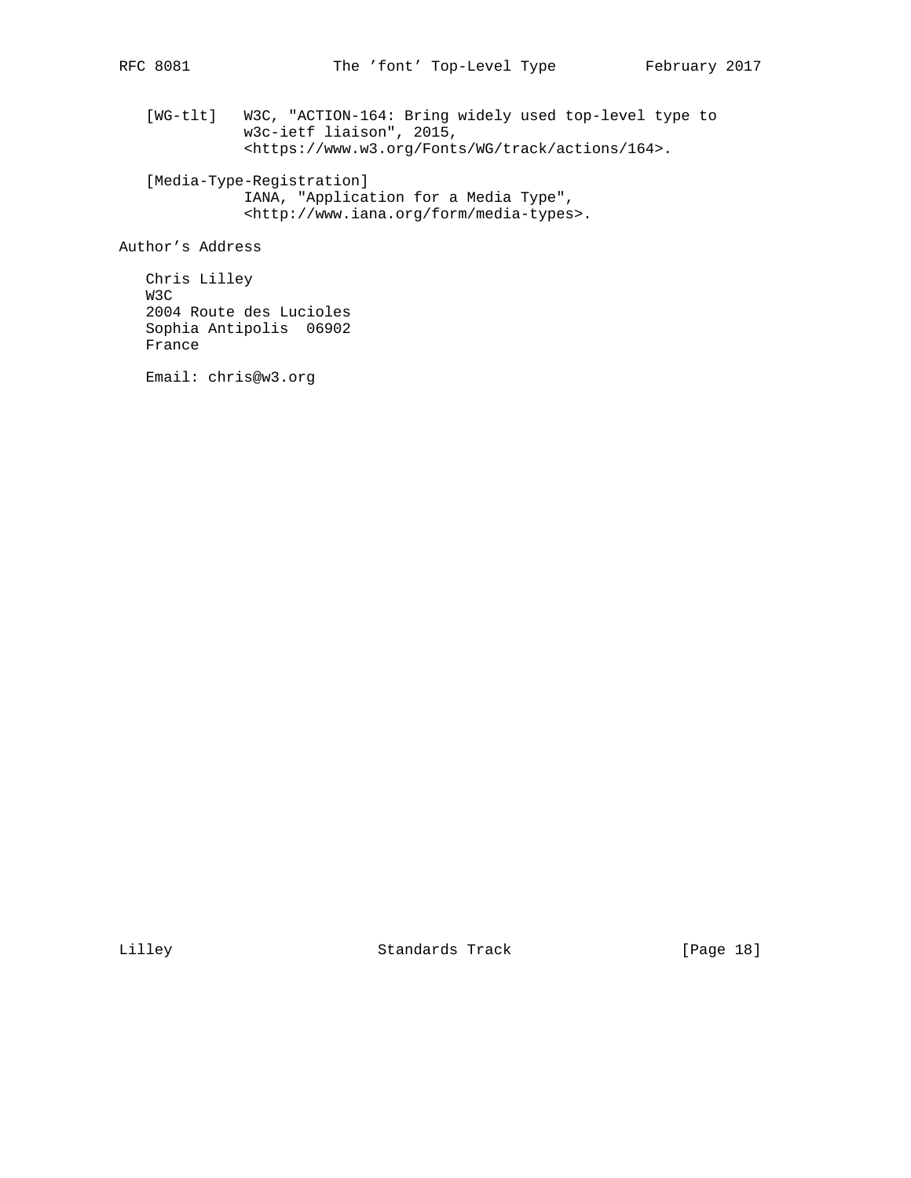[WG-tlt] W3C, "ACTION-164: Bring widely used top-level type to w3c-ietf liaison", 2015, <https://www.w3.org/Fonts/WG/track/actions/164>.

[Media-Type-Registration] IANA, "Application for a Media Type", <http://www.iana.org/form/media-types>.

## Author's Address

Chris Lilley
W3C
2004 Route des Lucioles
Sophia Antipolis 06902
France

Email: chris@w3.org